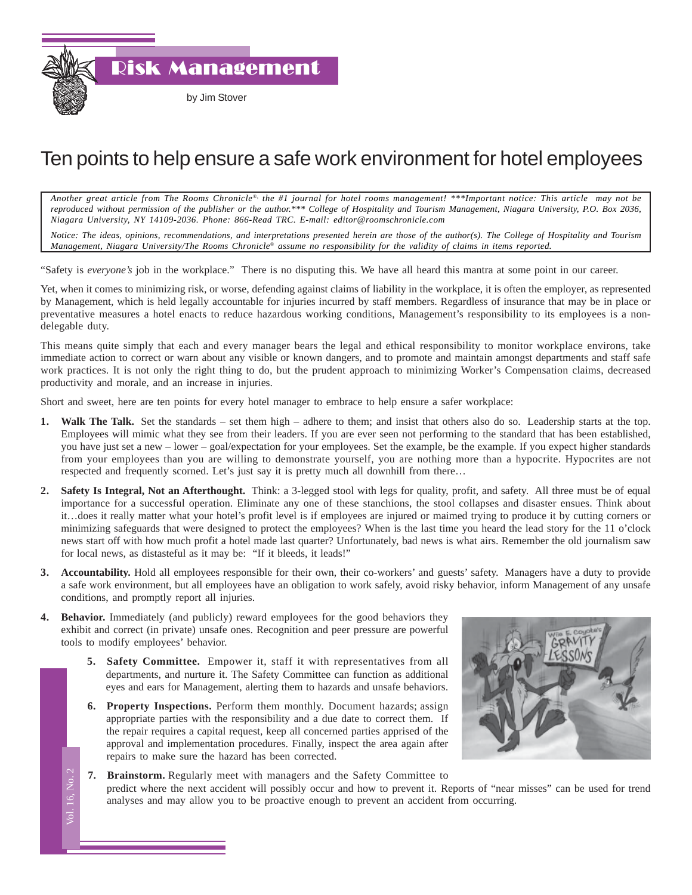# Risk Management

by Jim Stover

## Ten points to help ensure a safe work environment for hotel employees

*Another great article from The Rooms Chronicle®, the #1 journal for hotel rooms management! ***Important notice: This article may not be reproduced without permission of the publisher or the author.*** College of Hospitality and Tourism Management, Niagara University, P.O. Box 2036, Niagara University, NY 14109-2036. Phone: 866-Read TRC. E-mail: editor@roomschronicle.com*

*Notice: The ideas, opinions, recommendations, and interpretations presented herein are those of the author(s). The College of Hospitality and Tourism Management, Niagara University/The Rooms Chronicle® assume no responsibility for the validity of claims in items reported.*

"Safety is *everyone's* job in the workplace." There is no disputing this. We have all heard this mantra at some point in our career.

Yet, when it comes to minimizing risk, or worse, defending against claims of liability in the workplace, it is often the employer, as represented by Management, which is held legally accountable for injuries incurred by staff members. Regardless of insurance that may be in place or preventative measures a hotel enacts to reduce hazardous working conditions, Management's responsibility to its employees is a non-delegable duty.

This means quite simply that each and every manager bears the legal and ethical responsibility to monitor workplace environs, take immediate action to correct or warn about any visible or known dangers, and to promote and maintain amongst departments and staff safe work practices. It is not only the right thing to do, but the prudent approach to minimizing Worker's Compensation claims, decreased productivity and morale, and an increase in injuries.

Short and sweet, here are ten points for every hotel manager to embrace to help ensure a safer workplace:

1. **Walk The Talk.** Set the standards – set them high – adhere to them; and insist that others also do so. Leadership starts at the top. Employees will mimic what they see from their leaders. If you are ever seen not performing to the standard that has been established, you have just set a new – lower – goal/expectation for your employees. Set the example, be the example. If you expect higher standards from your employees than you are willing to demonstrate yourself, you are nothing more than a hypocrite. Hypocrites are not respected and frequently scorned. Let's just say it is pretty much all downhill from there…

2. **Safety Is Integral, Not an Afterthought.** Think: a 3-legged stool with legs for quality, profit, and safety. All three must be of equal importance for a successful operation. Eliminate any one of these stanchions, the stool collapses and disaster ensues. Think about it…does it really matter what your hotel's profit level is if employees are injured or maimed trying to produce it by cutting corners or minimizing safeguards that were designed to protect the employees? When is the last time you heard the lead story for the 11 o'clock news start off with how much profit a hotel made last quarter? Unfortunately, bad news is what airs. Remember the old journalism saw for local news, as distasteful as it may be: "If it bleeds, it leads!"

3. **Accountability.** Hold all employees responsible for their own, their co-workers' and guests' safety. Managers have a duty to provide a safe work environment, but all employees have an obligation to work safely, avoid risky behavior, inform Management of any unsafe conditions, and promptly report all injuries.

4. **Behavior.** Immediately (and publicly) reward employees for the good behaviors they exhibit and correct (in private) unsafe ones. Recognition and peer pressure are powerful tools to modify employees' behavior.

5. **Safety Committee.** Empower it, staff it with representatives from all departments, and nurture it. The Safety Committee can function as additional eyes and ears for Management, alerting them to hazards and unsafe behaviors.

6. **Property Inspections.** Perform them monthly. Document hazards; assign appropriate parties with the responsibility and a due date to correct them. If the repair requires a capital request, keep all concerned parties apprised of the approval and implementation procedures. Finally, inspect the area again after repairs to make sure the hazard has been corrected.

7. **Brainstorm.** Regularly meet with managers and the Safety Committee to predict where the next accident will possibly occur and how to prevent it. Reports of "near misses" can be used for trend analyses and may allow you to be proactive enough to prevent an accident from occurring.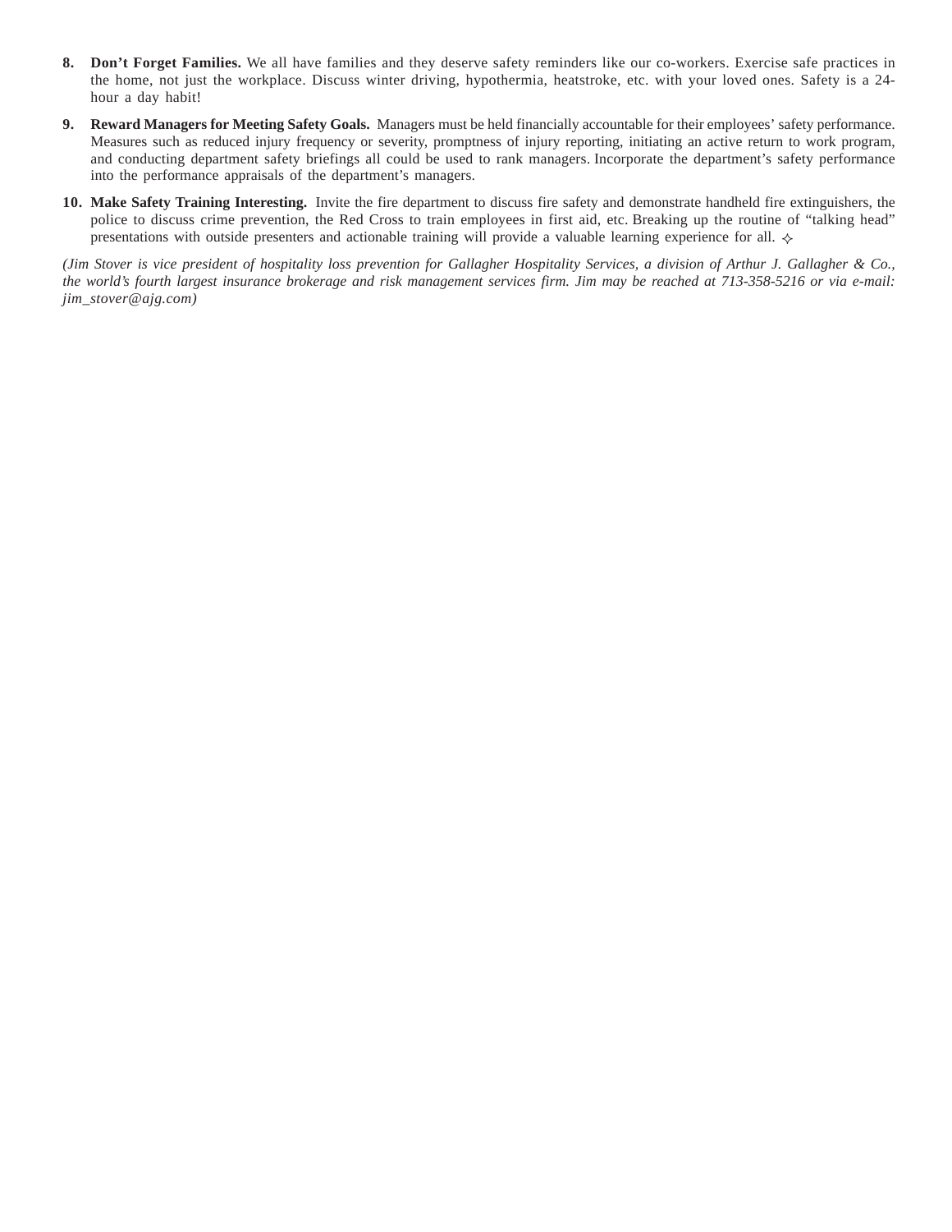8. **Don't Forget Families.** We all have families and they deserve safety reminders like our co-workers. Exercise safe practices in the home, not just the workplace. Discuss winter driving, hypothermia, heatstroke, etc. with your loved ones. Safety is a 24-hour a day habit!

9. **Reward Managers for Meeting Safety Goals.** Managers must be held financially accountable for their employees' safety performance. Measures such as reduced injury frequency or severity, promptness of injury reporting, initiating an active return to work program, and conducting department safety briefings all could be used to rank managers. Incorporate the department's safety performance into the performance appraisals of the department's managers.

10. **Make Safety Training Interesting.** Invite the fire department to discuss fire safety and demonstrate handheld fire extinguishers, the police to discuss crime prevention, the Red Cross to train employees in first aid, etc. Breaking up the routine of "talking head" presentations with outside presenters and actionable training will provide a valuable learning experience for all. ✧

*(Jim Stover is vice president of hospitality loss prevention for Gallagher Hospitality Services, a division of Arthur J. Gallagher & Co., the world's fourth largest insurance brokerage and risk management services firm. Jim may be reached at 713-358-5216 or via e-mail: jim_stover@ajg.com)*